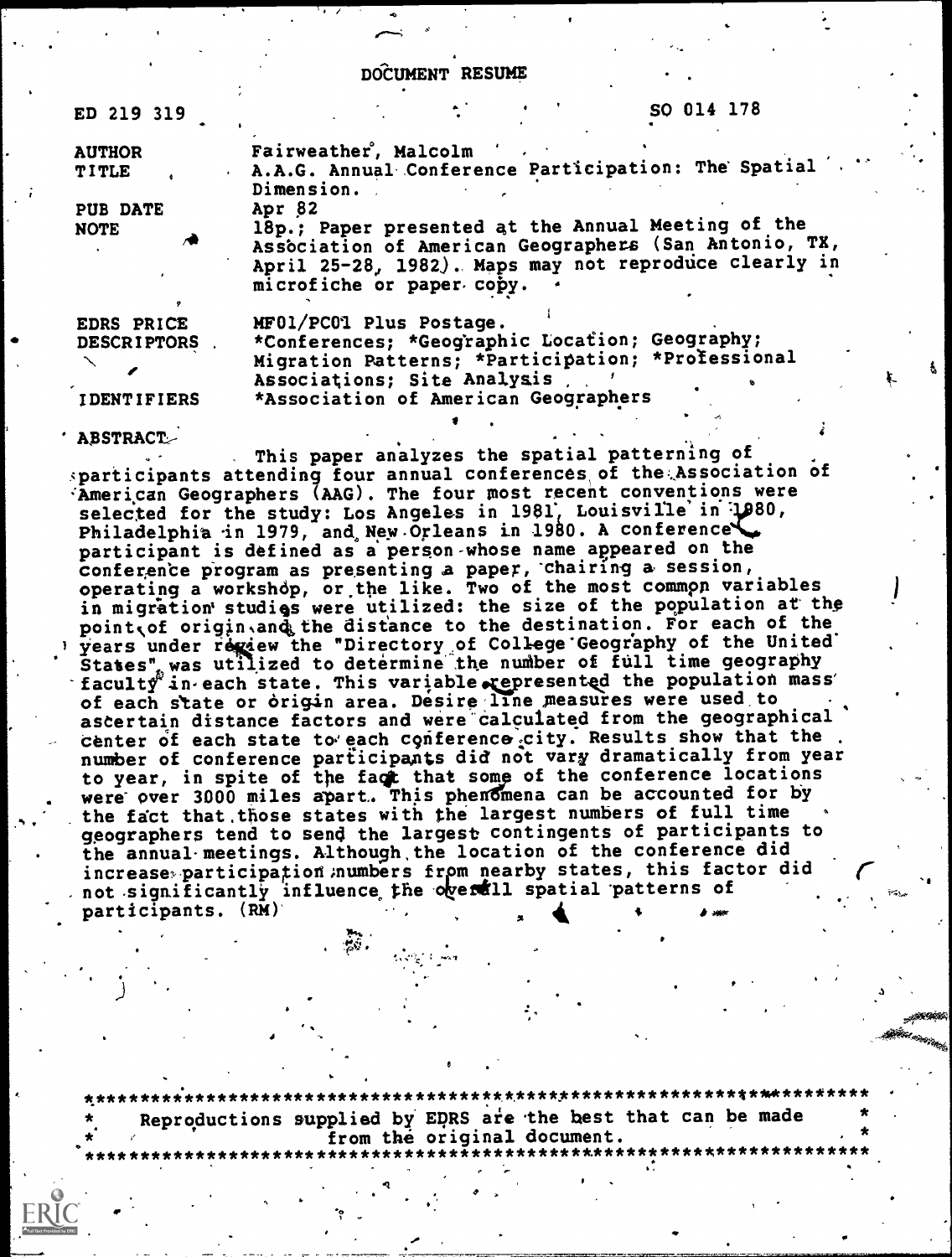# DOCUMENT RESUME

| | |
|---|---|
| ED 219 319 | SO 014 178 |
| AUTHOR | Fairweather, Malcolm |
| TITLE | A.A.G. Annual Conference Participation: The Spatial Dimension. |
| PUB DATE | Apr 82 |
| NOTE | 18p.; Paper presented at the Annual Meeting of the Association of American Geographers (San Antonio, TX, April 25-28, 1982). Maps may not reproduce clearly in microfiche or paper copy. |
| EDRS PRICE | MF01/PC01 Plus Postage. |
| DESCRIPTORS | *Conferences; *Geographic Location; Geography; Migration Patterns; *Participation; *Professional Associations; Site Analysis |
| IDENTIFIERS | *Association of American Geographers |

**ABSTRACT**

This paper analyzes the spatial patterning of participants attending four annual conferences of the Association of American Geographers (AAG). The four most recent conventions were selected for the study: Los Angeles in 1981, Louisville in 1980, Philadelphia in 1979, and New Orleans in 1980. A conference participant is defined as a person whose name appeared on the conference program as presenting a paper, chairing a session, operating a workshop, or the like. Two of the most common variables in migration studies were utilized: the size of the population at the point of origin and the distance to the destination. For each of the years under review the "Directory of College Geography of the United States" was utilized to determine the number of full time geography faculty in each state. This variable represented the population mass of each state or origin area. Desire line measures were used to ascertain distance factors and were calculated from the geographical center of each state to each conference city. Results show that the number of conference participants did not vary dramatically from year to year, in spite of the fact that some of the conference locations were over 3000 miles apart. This phenomena can be accounted for by the fact that those states with the largest numbers of full time geographers tend to send the largest contingents of participants to the annual meetings. Although the location of the conference did increase participation numbers from nearby states, this factor did not significantly influence the overall spatial patterns of participants. (RM)

---

Reproductions supplied by EDRS are the best that can be made from the original document.

---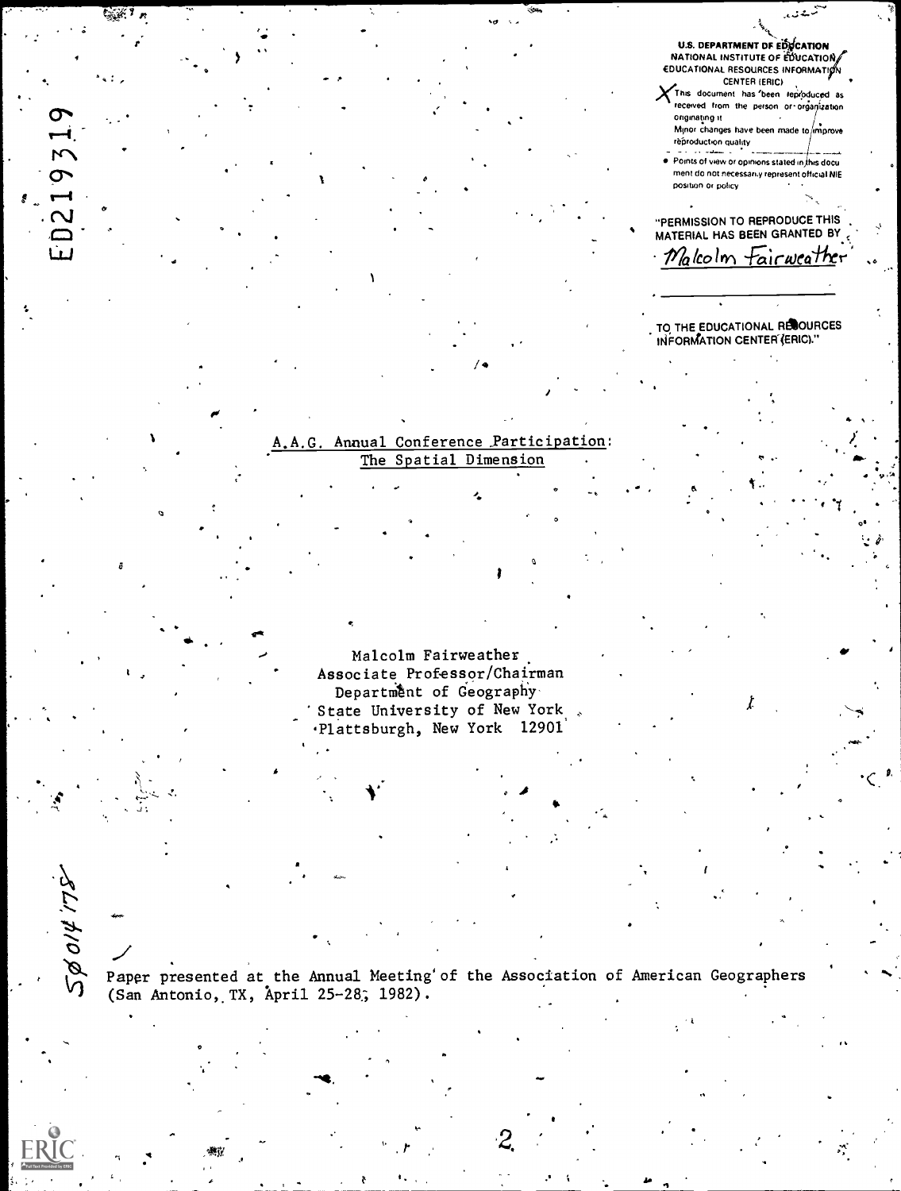U.S. DEPARTMENT OF EDUCATION
NATIONAL INSTITUTE OF EDUCATION
EDUCATIONAL RESOURCES INFORMATION CENTER (ERIC)

- This document has been reproduced as received from the person or organization originating it.
- Minor changes have been made to improve reproduction quality.
- Points of view or opinions stated in this document do not necessarily represent official NIE position or policy.

"PERMISSION TO REPRODUCE THIS MATERIAL HAS BEEN GRANTED BY
Malcolm Fairweather
TO THE EDUCATIONAL RESOURCES INFORMATION CENTER (ERIC)."

ED219319

# A.A.G. Annual Conference Participation: The Spatial Dimension

Malcolm Fairweather
Associate Professor/Chairman
Department of Geography
State University of New York
Plattsburgh, New York 12901

SO014178

Paper presented at the Annual Meeting of the Association of American Geographers (San Antonio, TX, April 25-28, 1982).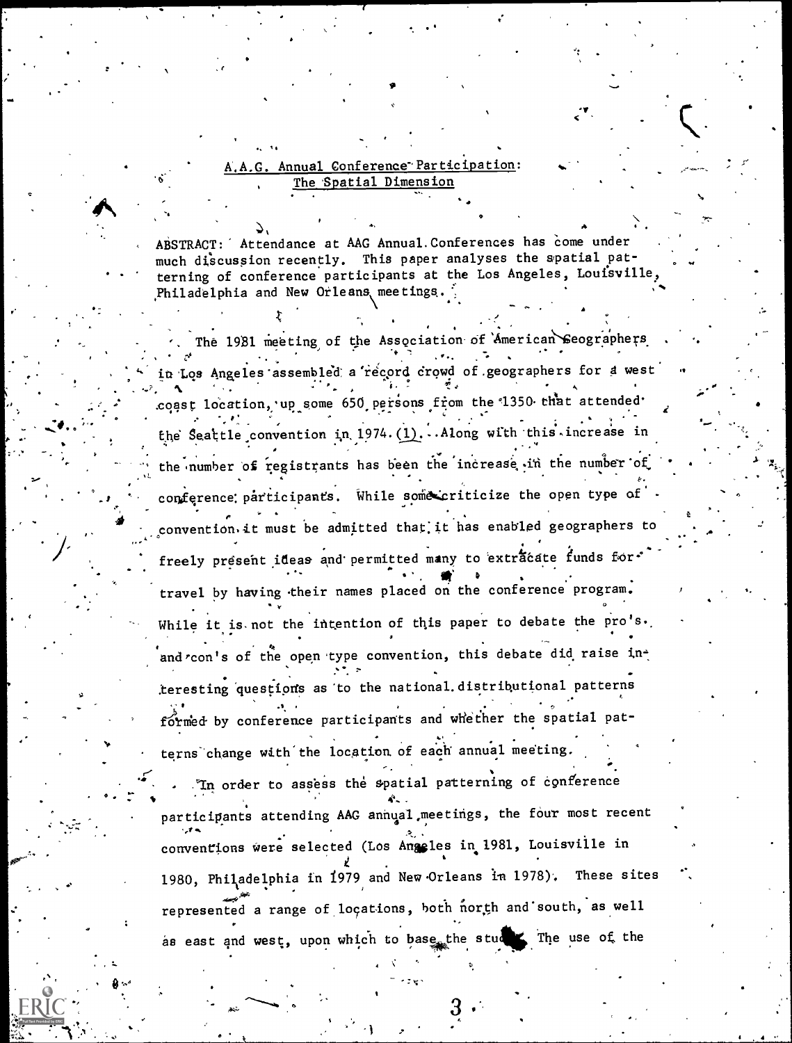## A.A.G. Annual Conference Participation: The Spatial Dimension

ABSTRACT: Attendance at AAG Annual Conferences has come under much discussion recently. This paper analyses the spatial patterning of conference participants at the Los Angeles, Louisville, Philadelphia and New Orleans meetings.

The 1981 meeting of the Association of American Geographers in Los Angeles assembled a record crowd of geographers for a west coast location, up some 650 persons from the 1350 that attended the Seattle convention in 1974.(1). Along with this increase in the number of registrants has been the increase in the number of conference participants. While some criticize the open type of convention it must be admitted that it has enabled geographers to freely present ideas and permitted many to extricate funds for travel by having their names placed on the conference program. While it is not the intention of this paper to debate the pro's and con's of the open type convention, this debate did raise interesting questions as to the national distributional patterns formed by conference participants and whether the spatial patterns change with the location of each annual meeting.

In order to assess the spatial patterning of conference participants attending AAG annual meetings, the four most recent conventions were selected (Los Angeles in 1981, Louisville in 1980, Philadelphia in 1979 and New Orleans in 1978). These sites represented a range of locations, both north and south, as well as east and west, upon which to base the study. The use of the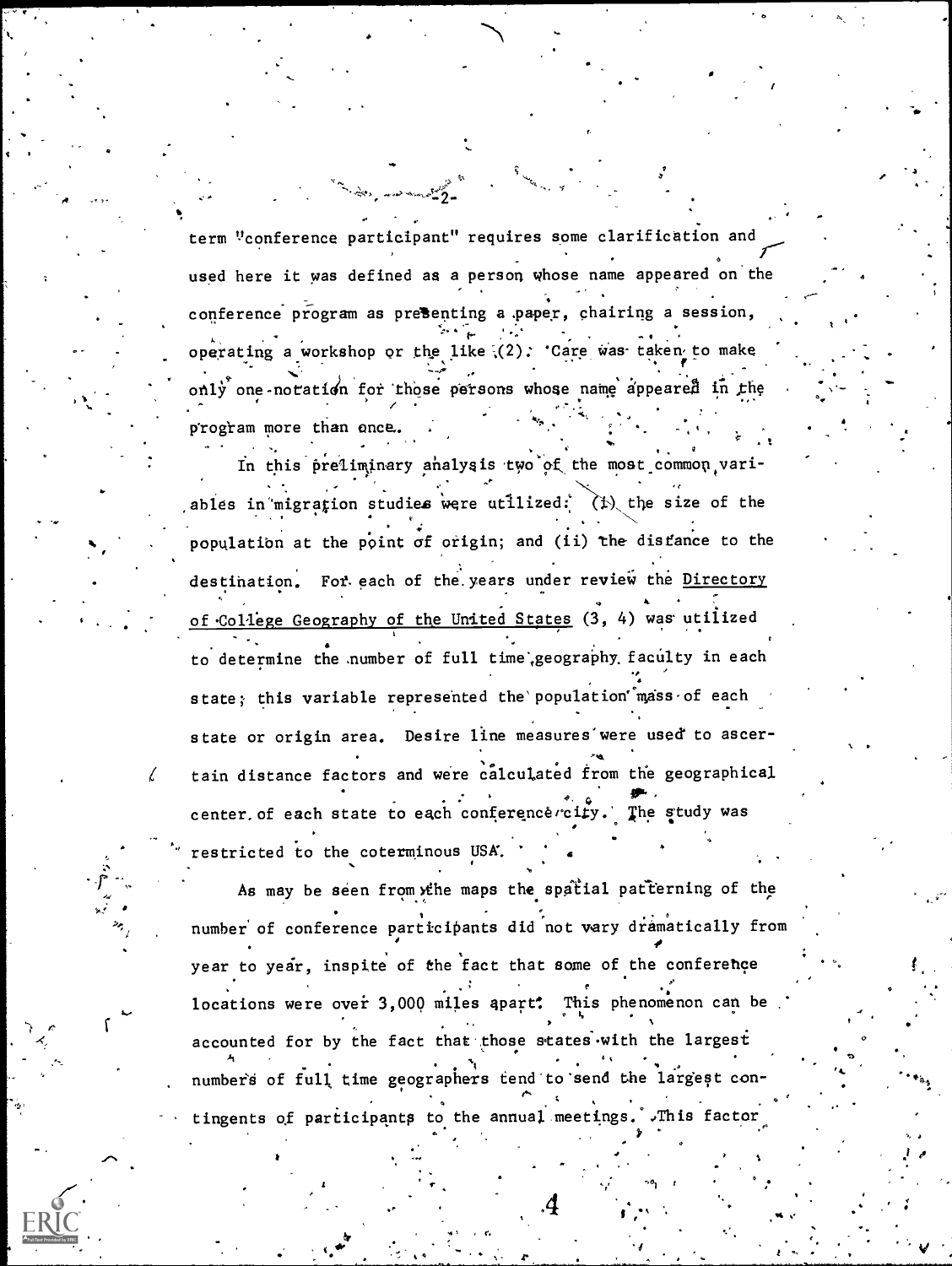term "conference participant" requires some clarification and used here it was defined as a person whose name appeared on the conference program as presenting a paper, chairing a session, operating a workshop or the like (2). Care was taken to make only one notation for those persons whose name appeared in the program more than once.

In this preliminary analysis two of the most common variables in migration studies were utilized: (i) the size of the population at the point of origin; and (ii) the distance to the destination. For each of the years under review the Directory of College Geography of the United States (3, 4) was utilized to determine the number of full time geography faculty in each state; this variable represented the population mass of each state or origin area. Desire line measures were used to ascertain distance factors and were calculated from the geographical center of each state to each conference city. The study was restricted to the coterminous USA.

As may be seen from the maps the spatial patterning of the number of conference participants did not vary dramatically from year to year, inspite of the fact that some of the conference locations were over 3,000 miles apart. This phenomenon can be accounted for by the fact that those states with the largest numbers of full time geographers tend to send the largest contingents of participants to the annual meetings. This factor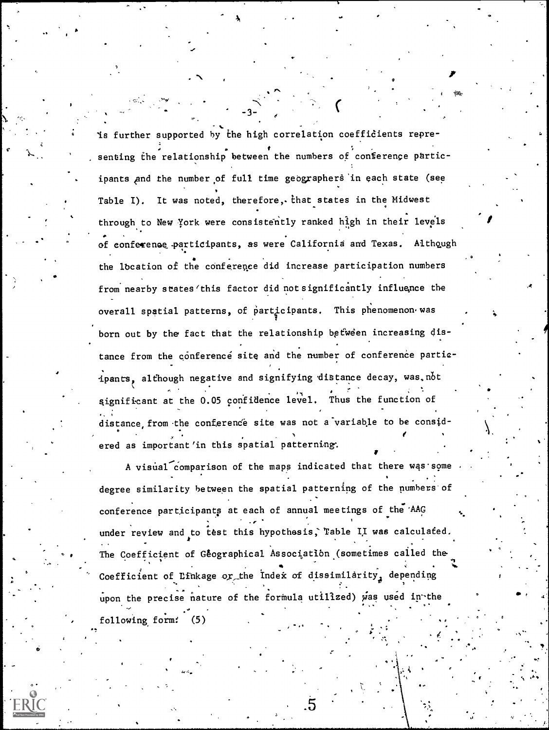is further supported by the high correlation coefficients representing the relationship between the numbers of conference participants and the number of full time geographers in each state (see Table I). It was noted, therefore, that states in the Midwest through to New York were consistently ranked high in their levels of conference participants, as were California and Texas. Although the location of the conference did increase participation numbers from nearby states this factor did not significantly influence the overall spatial patterns, of participants. This phenomenon was born out by the fact that the relationship between increasing distance from the conference site and the number of conference participants, although negative and signifying distance decay, was not significant at the 0.05 confidence level. Thus the function of distance from the conference site was not a variable to be considered as important in this spatial patterning.

A visual comparison of the maps indicated that there was some degree similarity between the spatial patterning of the numbers of conference participants at each of annual meetings of the AAG under review and to test this hypothesis, Table II was calculated. The Coefficient of Geographical Association (sometimes called the Coefficient of Linkage or the Index of dissimilarity, depending upon the precise nature of the formula utilized) was used in the following form: (5)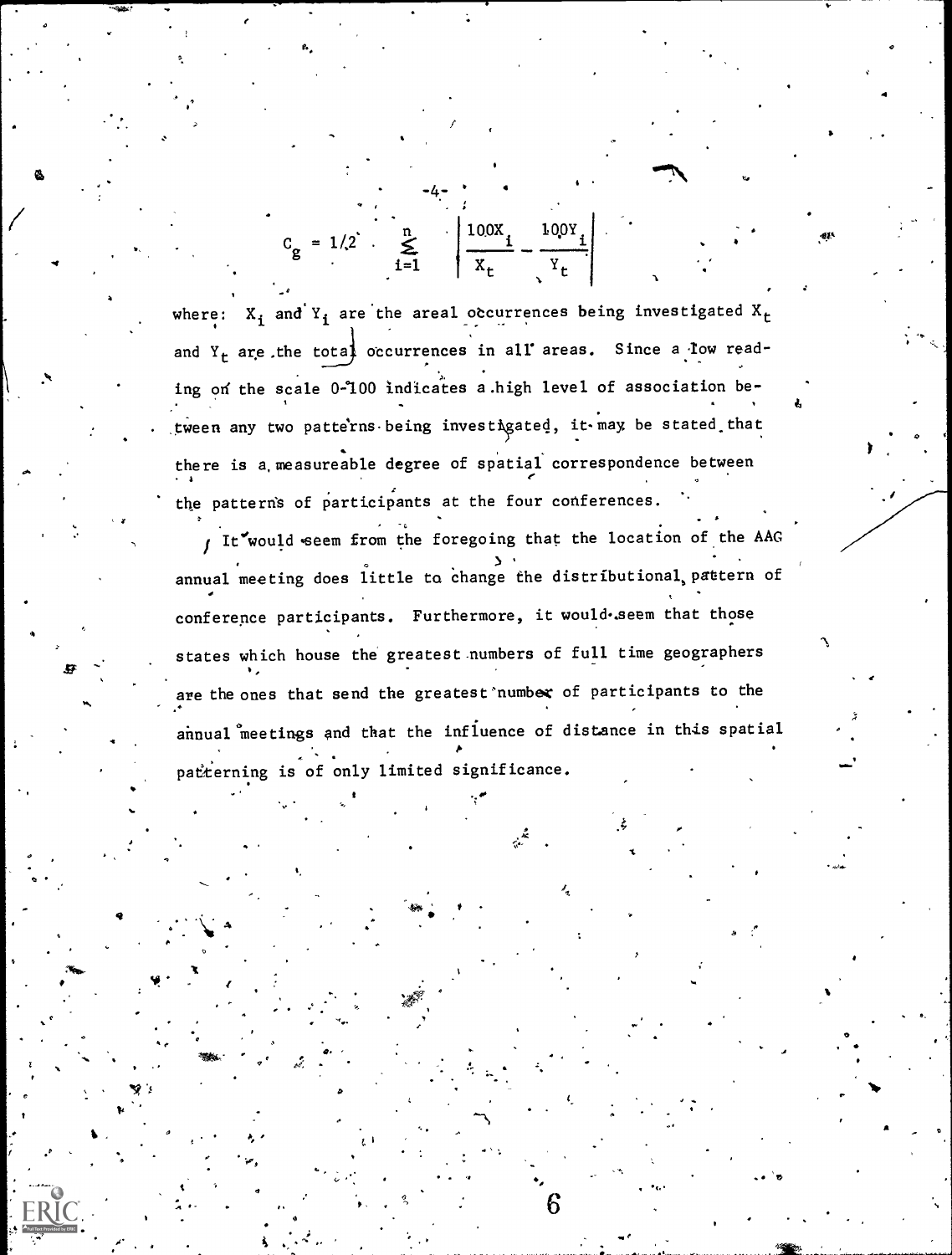$$C_g = 1/2 \cdot \sum_{i=1}^{n} \left| \frac{100X_i}{X_t} - \frac{100Y_i}{Y_t} \right|$$

where: $X_i$ and $Y_i$ are the areal occurrences being investigated $X_t$ and $Y_t$ are the total occurrences in all areas. Since a low reading on the scale 0-100 indicates a high level of association between any two patterns being investigated, it may be stated that there is a measureable degree of spatial correspondence between the patterns of participants at the four conferences.

It would seem from the foregoing that the location of the AAG annual meeting does little to change the distributional pattern of conference participants. Furthermore, it would seem that those states which house the greatest numbers of full time geographers are the ones that send the greatest number of participants to the annual meetings and that the influence of distance in this spatial patterning is of only limited significance.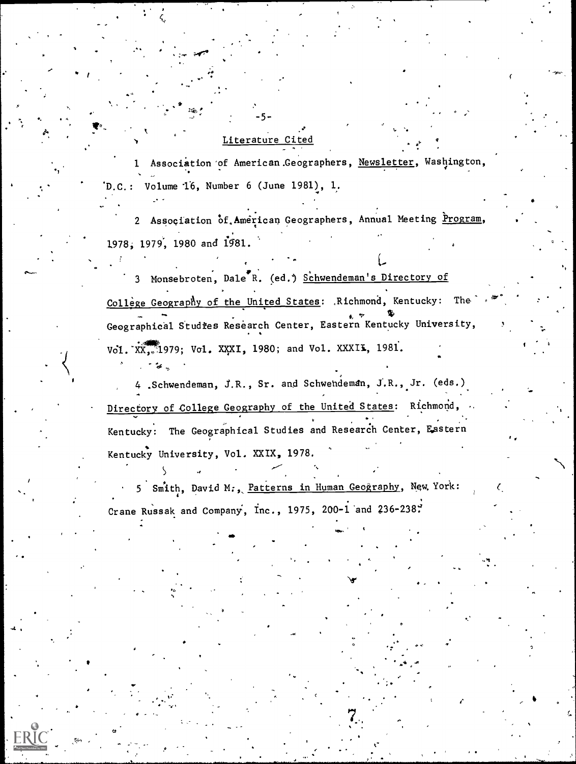## Literature Cited

1 Association of American Geographers, Newsletter, Washington, D.C.: Volume 16, Number 6 (June 1981), 1.

2 Association of American Geographers, Annual Meeting Program, 1978, 1979, 1980 and 1981.

3 Monsebroten, Dale R. (ed.) Schwendeman's Directory of College Geography of the United States: Richmond, Kentucky: The Geographical Studies Research Center, Eastern Kentucky University, Vol. XX, 1979; Vol. XXXI, 1980; and Vol. XXXII, 1981.

4 Schwendeman, J.R., Sr. and Schwendeman, J.R., Jr. (eds.) Directory of College Geography of the United States: Richmond, Kentucky: The Geographical Studies and Research Center, Eastern Kentucky University, Vol. XXIX, 1978.

5 Smith, David M., Patterns in Human Geography, New York: Crane Russak and Company, Inc., 1975, 200-1 and 236-238.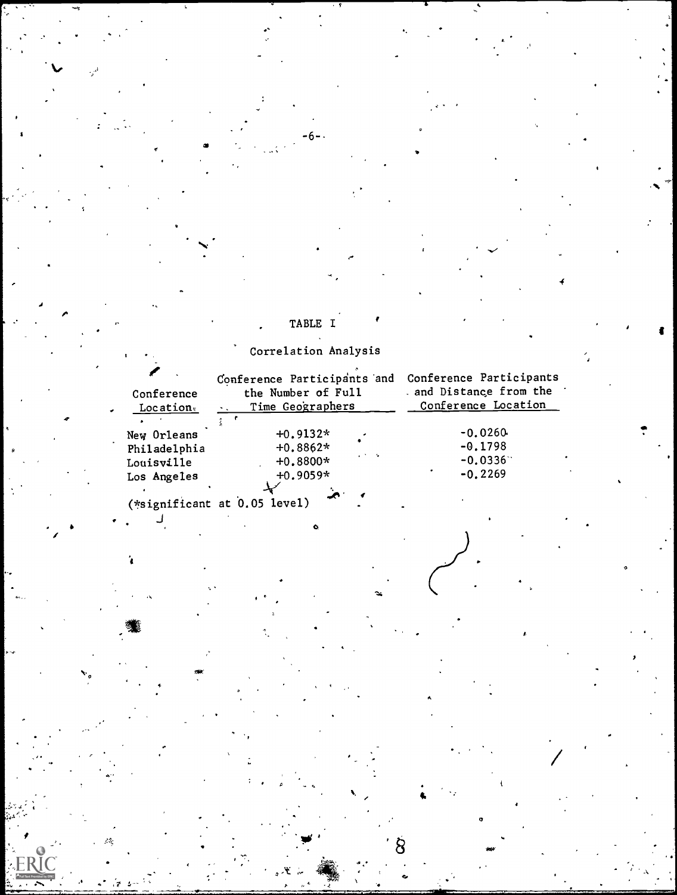TABLE I

Correlation Analysis

| Conference Location | Conference Participants and the Number of Full Time Geographers | Conference Participants and Distance from the Conference Location |
|---|---|---|
| New Orleans | +0.9132* | -0.0260 |
| Philadelphia | +0.8862* | -0.1798 |
| Louisville | +0.8800* | -0.0336 |
| Los Angeles | +0.9059* | -0.2269 |

(*significant at 0.05 level)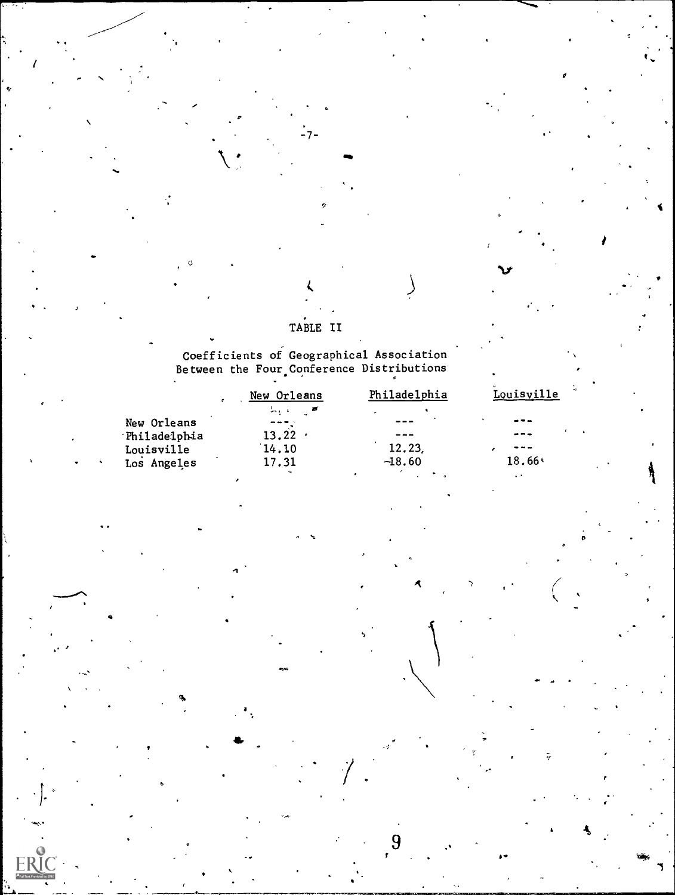TABLE II

Coefficients of Geographical Association Between the Four Conference Distributions

| | New Orleans | Philadelphia | Louisville |
|---|---|---|---|
| New Orleans | --- | --- | --- |
| Philadelphia | 13.22 | --- | --- |
| Louisville | 14.10 | 12.23 | --- |
| Los Angeles | 17.31 | 18.60 | 18.66 |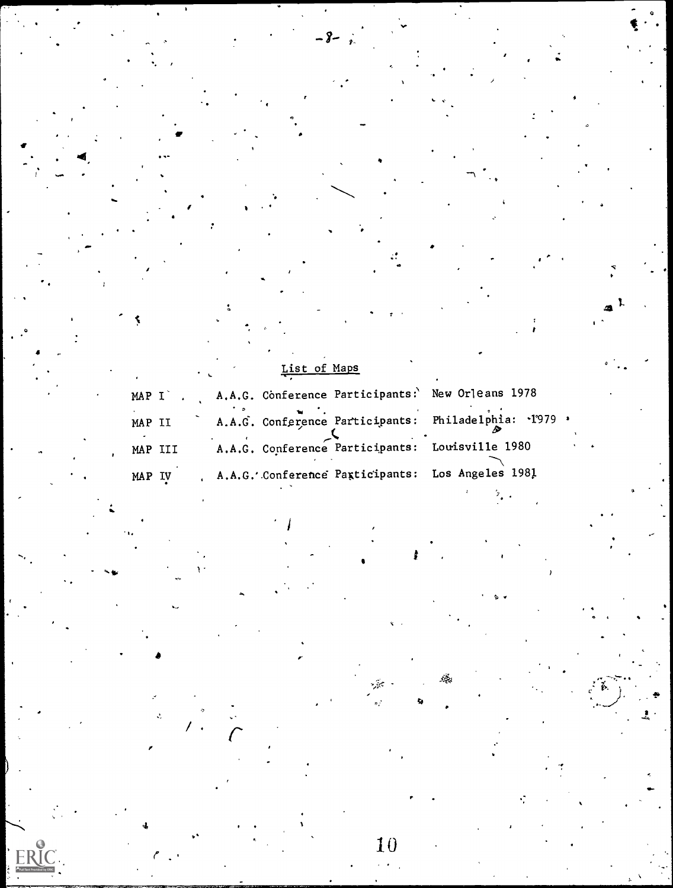## List of Maps

| | |
|---|---|
| MAP I | A.A.G. Conference Participants: New Orleans 1978 |
| MAP II | A.A.G. Conference Participants: Philadelphia: 1979 |
| MAP III | A.A.G. Conference Participants: Louisville 1980 |
| MAP IV | A.A.G. Conference Participants: Los Angeles 1981 |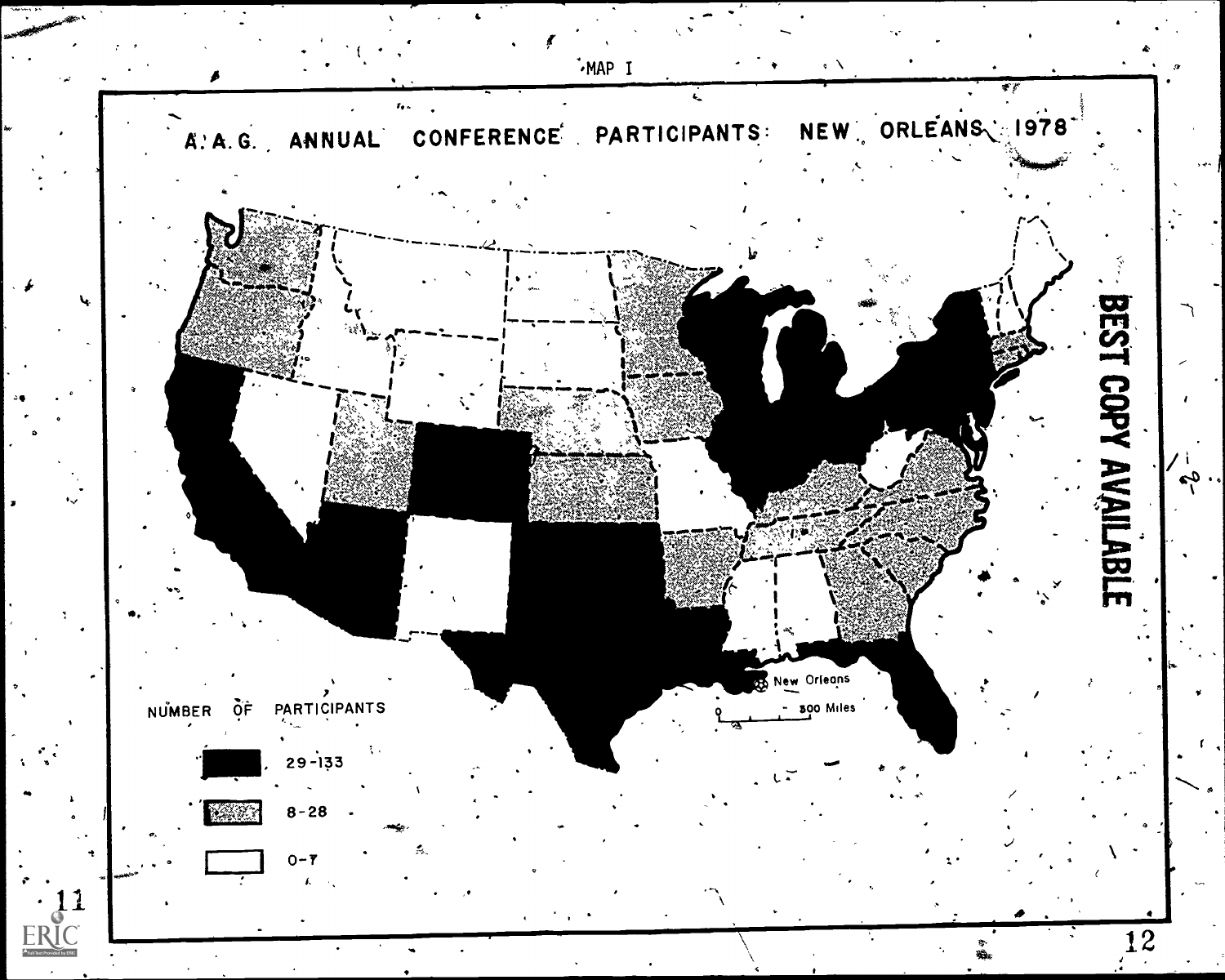MAP I

A.A.G. ANNUAL CONFERENCE PARTICIPANTS: NEW ORLEANS 1978

New Orleans

0 — 300 Miles

NUMBER OF PARTICIPANTS

29-133

8-28

0-7

BEST COPY AVAILABLE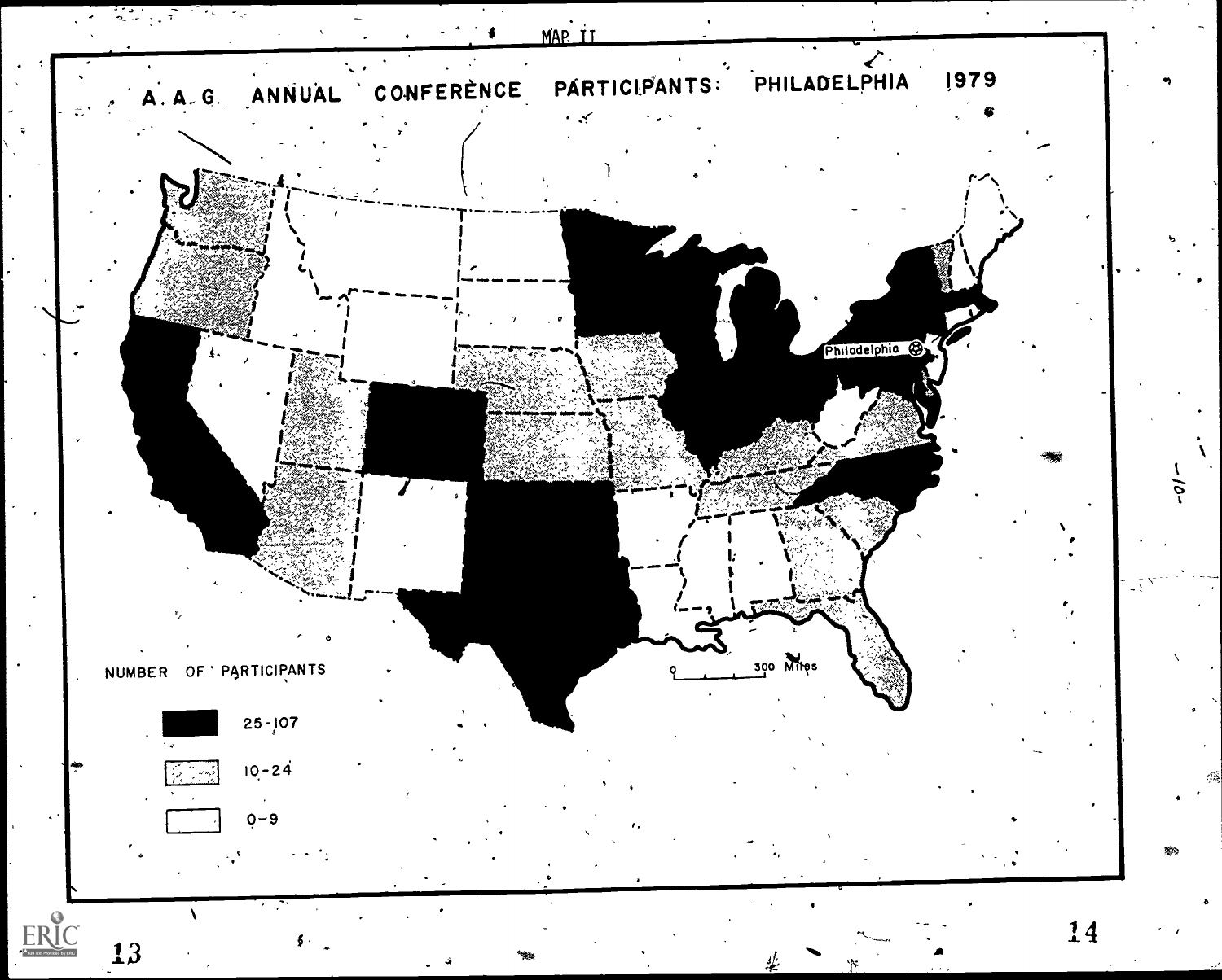MAP II

# A.A.G. ANNUAL CONFERENCE PARTICIPANTS: PHILADELPHIA 1979

Philadelphia

0 — 300 Miles

NUMBER OF PARTICIPANTS

- 25-107
- 10-24
- 0-9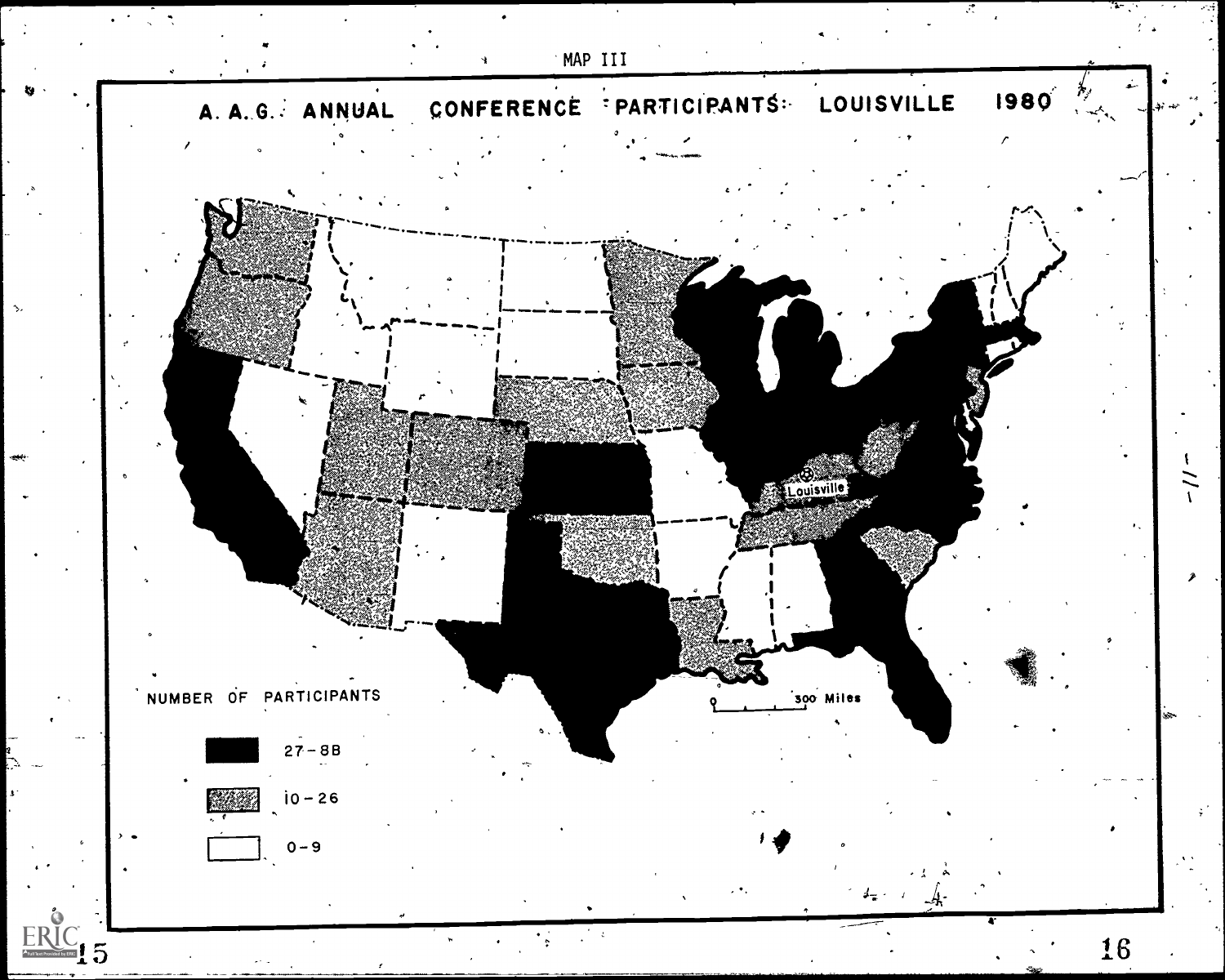MAP III

# A. A. G. ANNUAL CONFERENCE PARTICIPANTS: LOUISVILLE 1980

Louisville

0 300 Miles

NUMBER OF PARTICIPANTS

27 – 88

10 – 26

0 – 9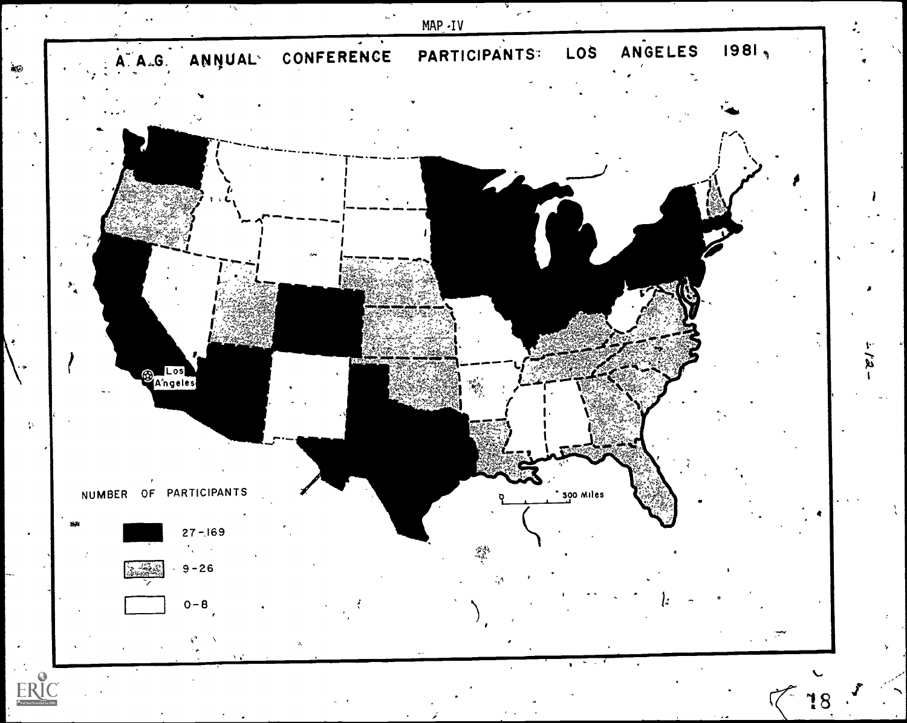MAP IV

# A.A.G. ANNUAL CONFERENCE PARTICIPANTS: LOS ANGELES 1981

Los Angeles

300 Miles

NUMBER OF PARTICIPANTS

27-169

9-26

0-8